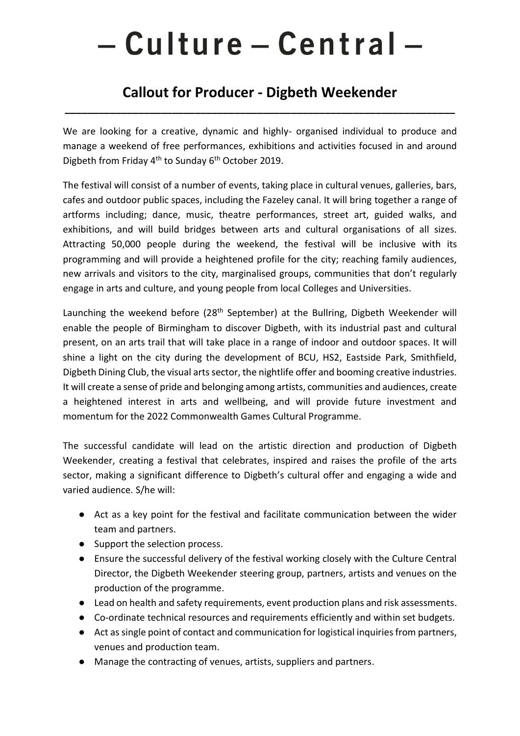# – Culture – Central –

## Callout for Producer - Digbeth Weekender

We are looking for a creative, dynamic and highly- organised individual to produce and manage a weekend of free performances, exhibitions and activities focused in and around Digbeth from Friday 4th to Sunday 6th October 2019.

The festival will consist of a number of events, taking place in cultural venues, galleries, bars, cafes and outdoor public spaces, including the Fazeley canal. It will bring together a range of artforms including; dance, music, theatre performances, street art, guided walks, and exhibitions, and will build bridges between arts and cultural organisations of all sizes. Attracting 50,000 people during the weekend, the festival will be inclusive with its programming and will provide a heightened profile for the city; reaching family audiences, new arrivals and visitors to the city, marginalised groups, communities that don't regularly engage in arts and culture, and young people from local Colleges and Universities.

Launching the weekend before (28th September) at the Bullring, Digbeth Weekender will enable the people of Birmingham to discover Digbeth, with its industrial past and cultural present, on an arts trail that will take place in a range of indoor and outdoor spaces. It will shine a light on the city during the development of BCU, HS2, Eastside Park, Smithfield, Digbeth Dining Club, the visual arts sector, the nightlife offer and booming creative industries. It will create a sense of pride and belonging among artists, communities and audiences, create a heightened interest in arts and wellbeing, and will provide future investment and momentum for the 2022 Commonwealth Games Cultural Programme.

The successful candidate will lead on the artistic direction and production of Digbeth Weekender, creating a festival that celebrates, inspired and raises the profile of the arts sector, making a significant difference to Digbeth's cultural offer and engaging a wide and varied audience. S/he will:

- Act as a key point for the festival and facilitate communication between the wider team and partners.
- Support the selection process.
- Ensure the successful delivery of the festival working closely with the Culture Central Director, the Digbeth Weekender steering group, partners, artists and venues on the production of the programme.
- Lead on health and safety requirements, event production plans and risk assessments.
- Co-ordinate technical resources and requirements efficiently and within set budgets.
- Act as single point of contact and communication for logistical inquiries from partners, venues and production team.
- Manage the contracting of venues, artists, suppliers and partners.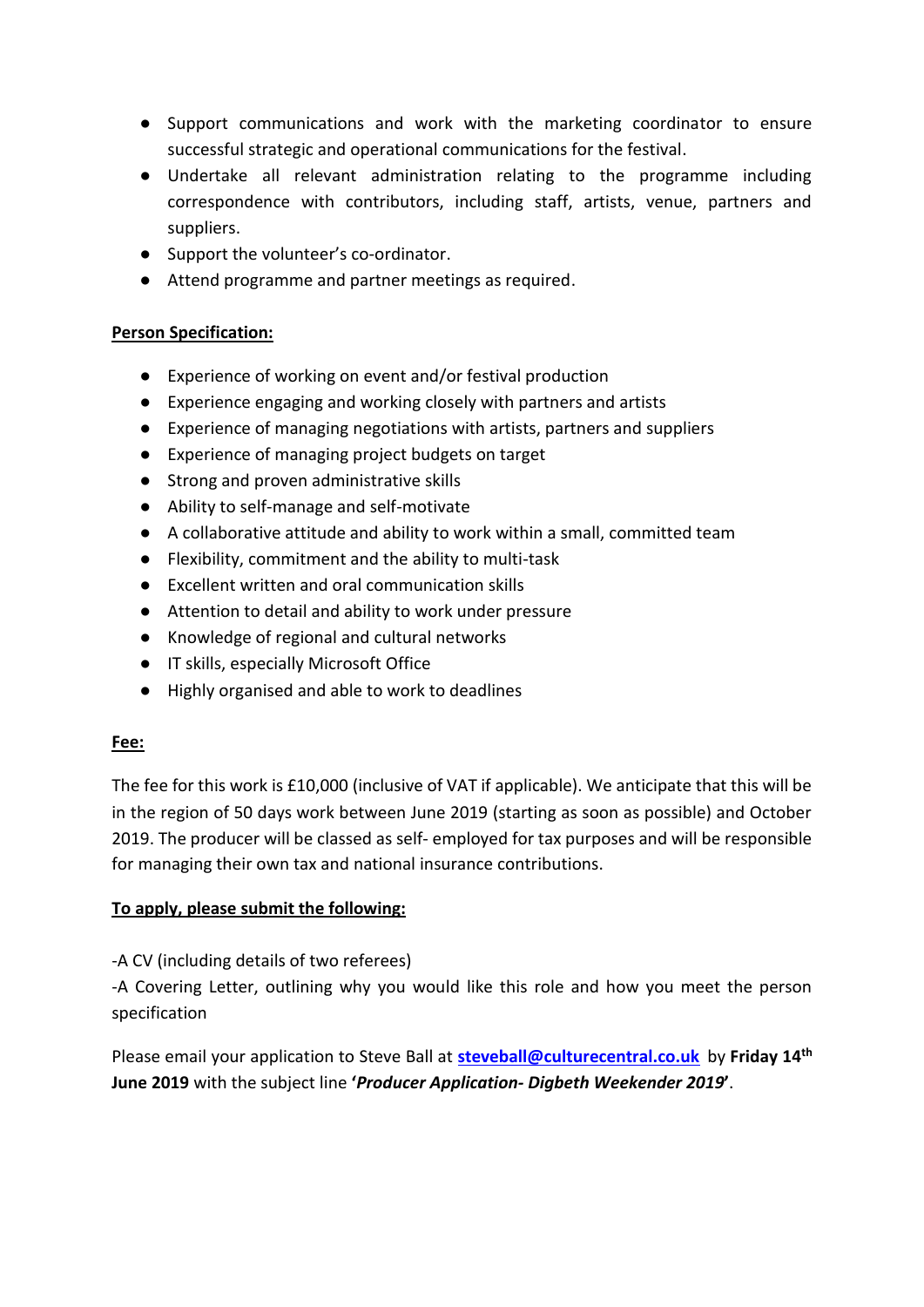- Support communications and work with the marketing coordinator to ensure successful strategic and operational communications for the festival.
- Undertake all relevant administration relating to the programme including correspondence with contributors, including staff, artists, venue, partners and suppliers.
- Support the volunteer's co-ordinator.
- Attend programme and partner meetings as required.

**Person Specification:**

- Experience of working on event and/or festival production
- Experience engaging and working closely with partners and artists
- Experience of managing negotiations with artists, partners and suppliers
- Experience of managing project budgets on target
- Strong and proven administrative skills
- Ability to self-manage and self-motivate
- A collaborative attitude and ability to work within a small, committed team
- Flexibility, commitment and the ability to multi-task
- Excellent written and oral communication skills
- Attention to detail and ability to work under pressure
- Knowledge of regional and cultural networks
- IT skills, especially Microsoft Office
- Highly organised and able to work to deadlines

**Fee:**

The fee for this work is £10,000 (inclusive of VAT if applicable). We anticipate that this will be in the region of 50 days work between June 2019 (starting as soon as possible) and October 2019. The producer will be classed as self- employed for tax purposes and will be responsible for managing their own tax and national insurance contributions.

**To apply, please submit the following:**

-A CV (including details of two referees)
-A Covering Letter, outlining why you would like this role and how you meet the person specification

Please email your application to Steve Ball at **steveball@culturecentral.co.uk** by **Friday 14th June 2019** with the subject line **'*Producer Application- Digbeth Weekender 2019*'**.